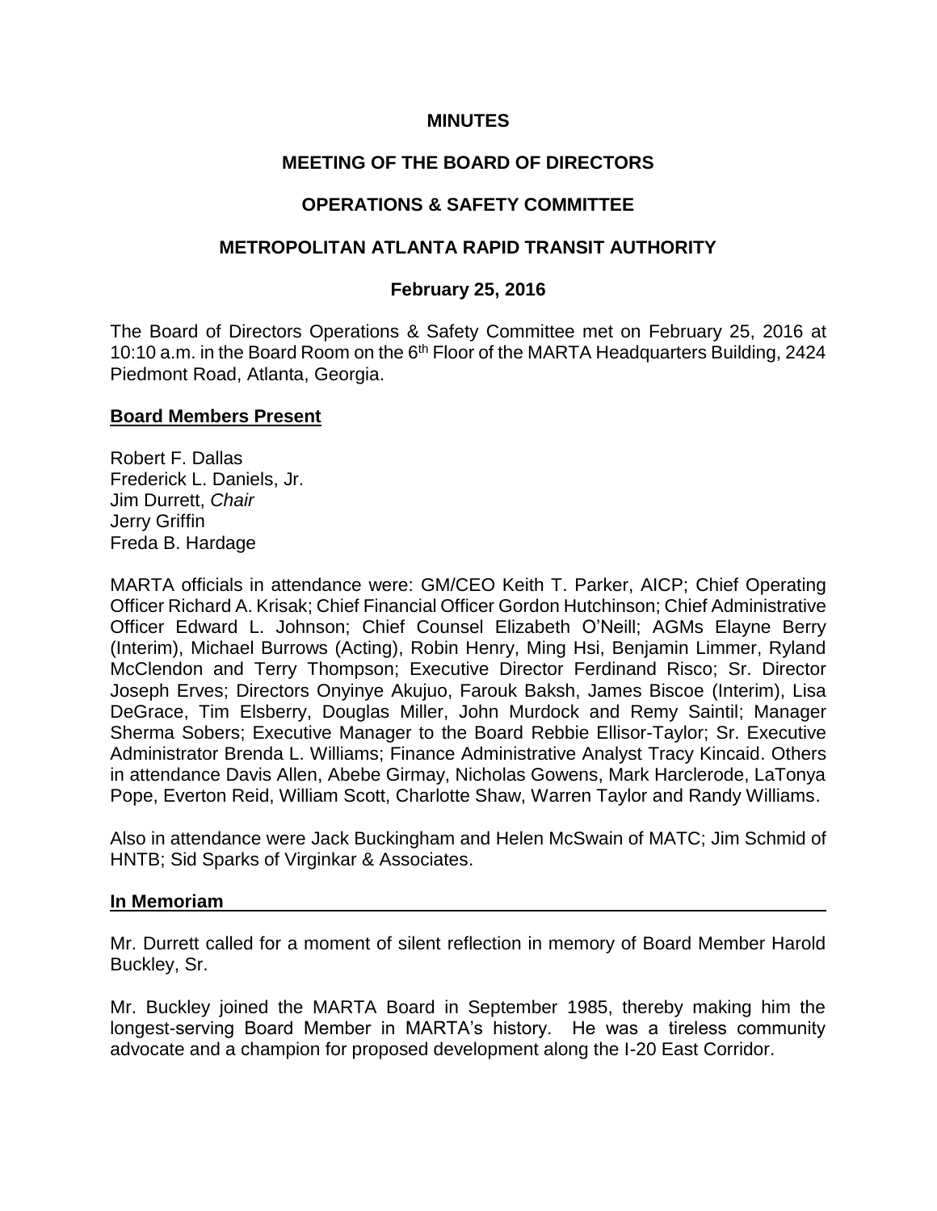# MINUTES

## MEETING OF THE BOARD OF DIRECTORS

## OPERATIONS & SAFETY COMMITTEE

## METROPOLITAN ATLANTA RAPID TRANSIT AUTHORITY

### February 25, 2016

The Board of Directors Operations & Safety Committee met on February 25, 2016 at 10:10 a.m. in the Board Room on the 6th Floor of the MARTA Headquarters Building, 2424 Piedmont Road, Atlanta, Georgia.

**Board Members Present**

Robert F. Dallas
Frederick L. Daniels, Jr.
Jim Durrett, *Chair*
Jerry Griffin
Freda B. Hardage

MARTA officials in attendance were: GM/CEO Keith T. Parker, AICP; Chief Operating Officer Richard A. Krisak; Chief Financial Officer Gordon Hutchinson; Chief Administrative Officer Edward L. Johnson; Chief Counsel Elizabeth O'Neill; AGMs Elayne Berry (Interim), Michael Burrows (Acting), Robin Henry, Ming Hsi, Benjamin Limmer, Ryland McClendon and Terry Thompson; Executive Director Ferdinand Risco; Sr. Director Joseph Erves; Directors Onyinye Akujuo, Farouk Baksh, James Biscoe (Interim), Lisa DeGrace, Tim Elsberry, Douglas Miller, John Murdock and Remy Saintil; Manager Sherma Sobers; Executive Manager to the Board Rebbie Ellisor-Taylor; Sr. Executive Administrator Brenda L. Williams; Finance Administrative Analyst Tracy Kincaid. Others in attendance Davis Allen, Abebe Girmay, Nicholas Gowens, Mark Harclerode, LaTonya Pope, Everton Reid, William Scott, Charlotte Shaw, Warren Taylor and Randy Williams.

Also in attendance were Jack Buckingham and Helen McSwain of MATC; Jim Schmid of HNTB; Sid Sparks of Virginkar & Associates.

**In Memoriam**

Mr. Durrett called for a moment of silent reflection in memory of Board Member Harold Buckley, Sr.

Mr. Buckley joined the MARTA Board in September 1985, thereby making him the longest-serving Board Member in MARTA's history. He was a tireless community advocate and a champion for proposed development along the I-20 East Corridor.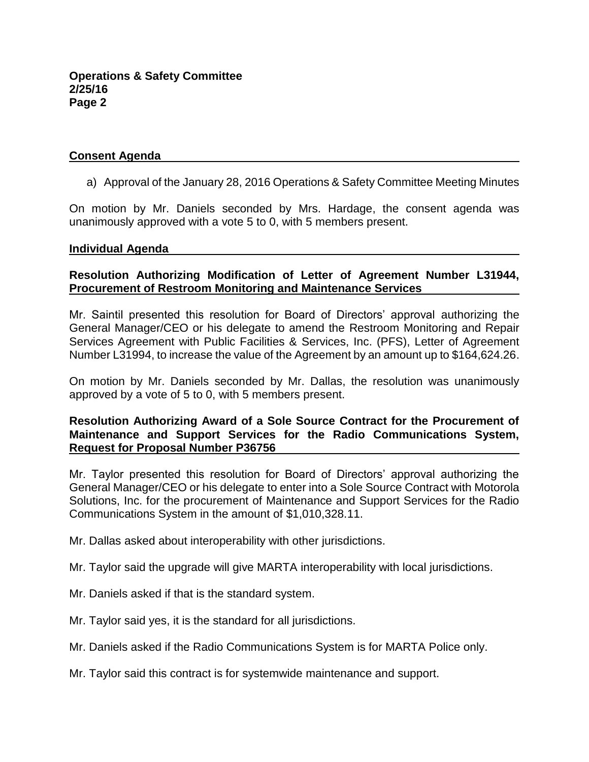## Consent Agenda

a) Approval of the January 28, 2016 Operations & Safety Committee Meeting Minutes

On motion by Mr. Daniels seconded by Mrs. Hardage, the consent agenda was unanimously approved with a vote 5 to 0, with 5 members present.

## Individual Agenda

### Resolution Authorizing Modification of Letter of Agreement Number L31944, Procurement of Restroom Monitoring and Maintenance Services

Mr. Saintil presented this resolution for Board of Directors' approval authorizing the General Manager/CEO or his delegate to amend the Restroom Monitoring and Repair Services Agreement with Public Facilities & Services, Inc. (PFS), Letter of Agreement Number L31994, to increase the value of the Agreement by an amount up to $164,624.26.

On motion by Mr. Daniels seconded by Mr. Dallas, the resolution was unanimously approved by a vote of 5 to 0, with 5 members present.

### Resolution Authorizing Award of a Sole Source Contract for the Procurement of Maintenance and Support Services for the Radio Communications System, Request for Proposal Number P36756

Mr. Taylor presented this resolution for Board of Directors' approval authorizing the General Manager/CEO or his delegate to enter into a Sole Source Contract with Motorola Solutions, Inc. for the procurement of Maintenance and Support Services for the Radio Communications System in the amount of $1,010,328.11.

Mr. Dallas asked about interoperability with other jurisdictions.

Mr. Taylor said the upgrade will give MARTA interoperability with local jurisdictions.

Mr. Daniels asked if that is the standard system.

Mr. Taylor said yes, it is the standard for all jurisdictions.

Mr. Daniels asked if the Radio Communications System is for MARTA Police only.

Mr. Taylor said this contract is for systemwide maintenance and support.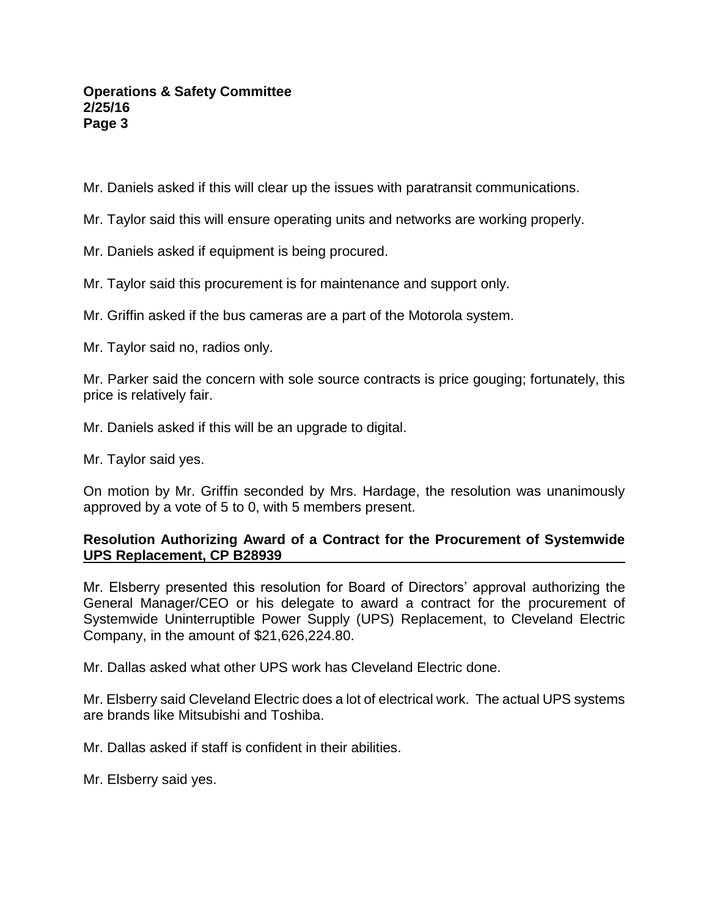Mr. Daniels asked if this will clear up the issues with paratransit communications.

Mr. Taylor said this will ensure operating units and networks are working properly.

Mr. Daniels asked if equipment is being procured.

Mr. Taylor said this procurement is for maintenance and support only.

Mr. Griffin asked if the bus cameras are a part of the Motorola system.

Mr. Taylor said no, radios only.

Mr. Parker said the concern with sole source contracts is price gouging; fortunately, this price is relatively fair.

Mr. Daniels asked if this will be an upgrade to digital.

Mr. Taylor said yes.

On motion by Mr. Griffin seconded by Mrs. Hardage, the resolution was unanimously approved by a vote of 5 to 0, with 5 members present.

**Resolution Authorizing Award of a Contract for the Procurement of Systemwide UPS Replacement, CP B28939**

Mr. Elsberry presented this resolution for Board of Directors' approval authorizing the General Manager/CEO or his delegate to award a contract for the procurement of Systemwide Uninterruptible Power Supply (UPS) Replacement, to Cleveland Electric Company, in the amount of $21,626,224.80.

Mr. Dallas asked what other UPS work has Cleveland Electric done.

Mr. Elsberry said Cleveland Electric does a lot of electrical work. The actual UPS systems are brands like Mitsubishi and Toshiba.

Mr. Dallas asked if staff is confident in their abilities.

Mr. Elsberry said yes.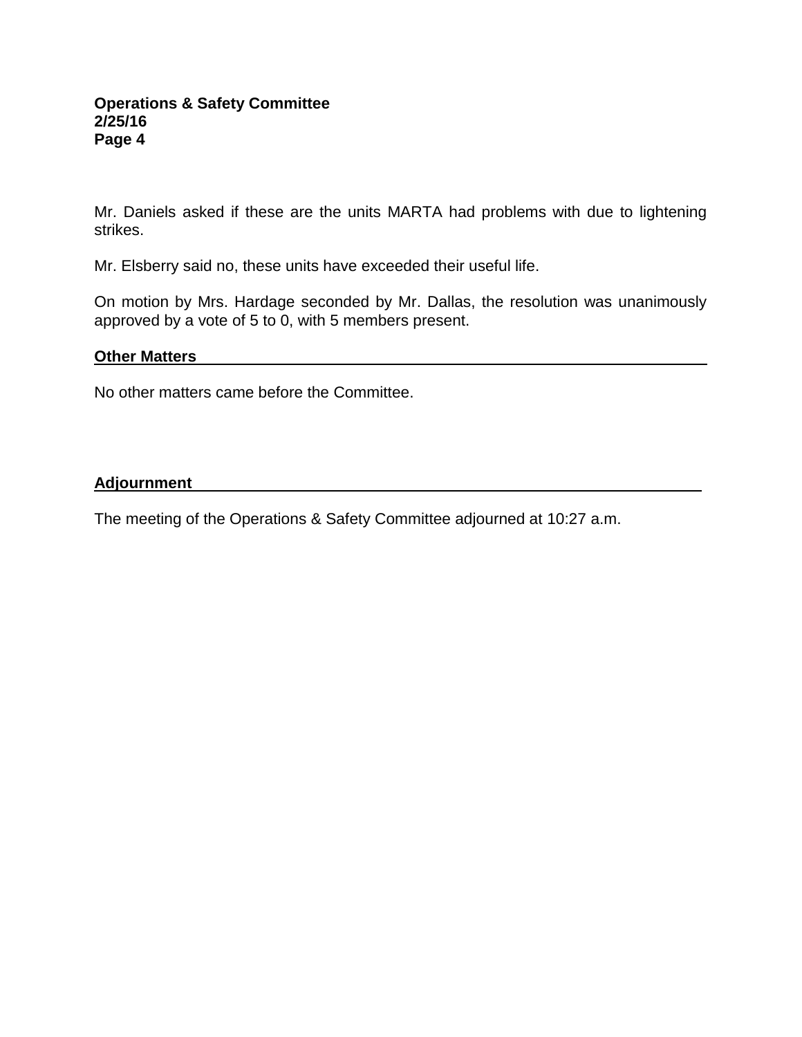Mr. Daniels asked if these are the units MARTA had problems with due to lightening strikes.

Mr. Elsberry said no, these units have exceeded their useful life.

On motion by Mrs. Hardage seconded by Mr. Dallas, the resolution was unanimously approved by a vote of 5 to 0, with 5 members present.

## Other Matters

No other matters came before the Committee.

## Adjournment

The meeting of the Operations & Safety Committee adjourned at 10:27 a.m.